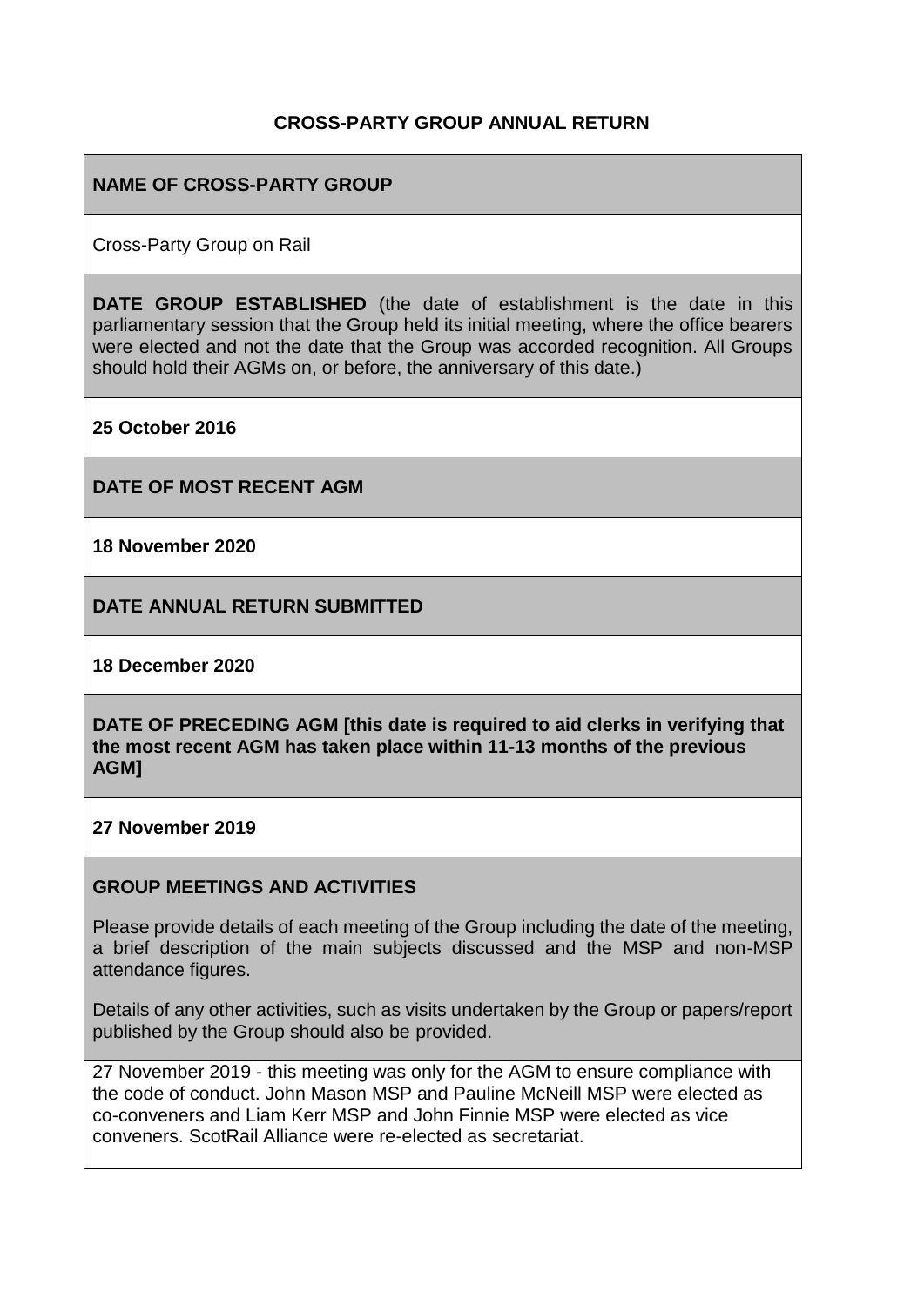**CROSS-PARTY GROUP ANNUAL RETURN**

**NAME OF CROSS-PARTY GROUP**

Cross-Party Group on Rail

**DATE GROUP ESTABLISHED** (the date of establishment is the date in this parliamentary session that the Group held its initial meeting, where the office bearers were elected and not the date that the Group was accorded recognition. All Groups should hold their AGMs on, or before, the anniversary of this date.)

**25 October 2016**

**DATE OF MOST RECENT AGM**

**18 November 2020**

**DATE ANNUAL RETURN SUBMITTED**

**18 December 2020**

**DATE OF PRECEDING AGM [this date is required to aid clerks in verifying that the most recent AGM has taken place within 11-13 months of the previous AGM]**

**27 November 2019**

**GROUP MEETINGS AND ACTIVITIES**

Please provide details of each meeting of the Group including the date of the meeting, a brief description of the main subjects discussed and the MSP and non-MSP attendance figures.

Details of any other activities, such as visits undertaken by the Group or papers/report published by the Group should also be provided.

27 November 2019 - this meeting was only for the AGM to ensure compliance with the code of conduct. John Mason MSP and Pauline McNeill MSP were elected as co-conveners and Liam Kerr MSP and John Finnie MSP were elected as vice conveners. ScotRail Alliance were re-elected as secretariat.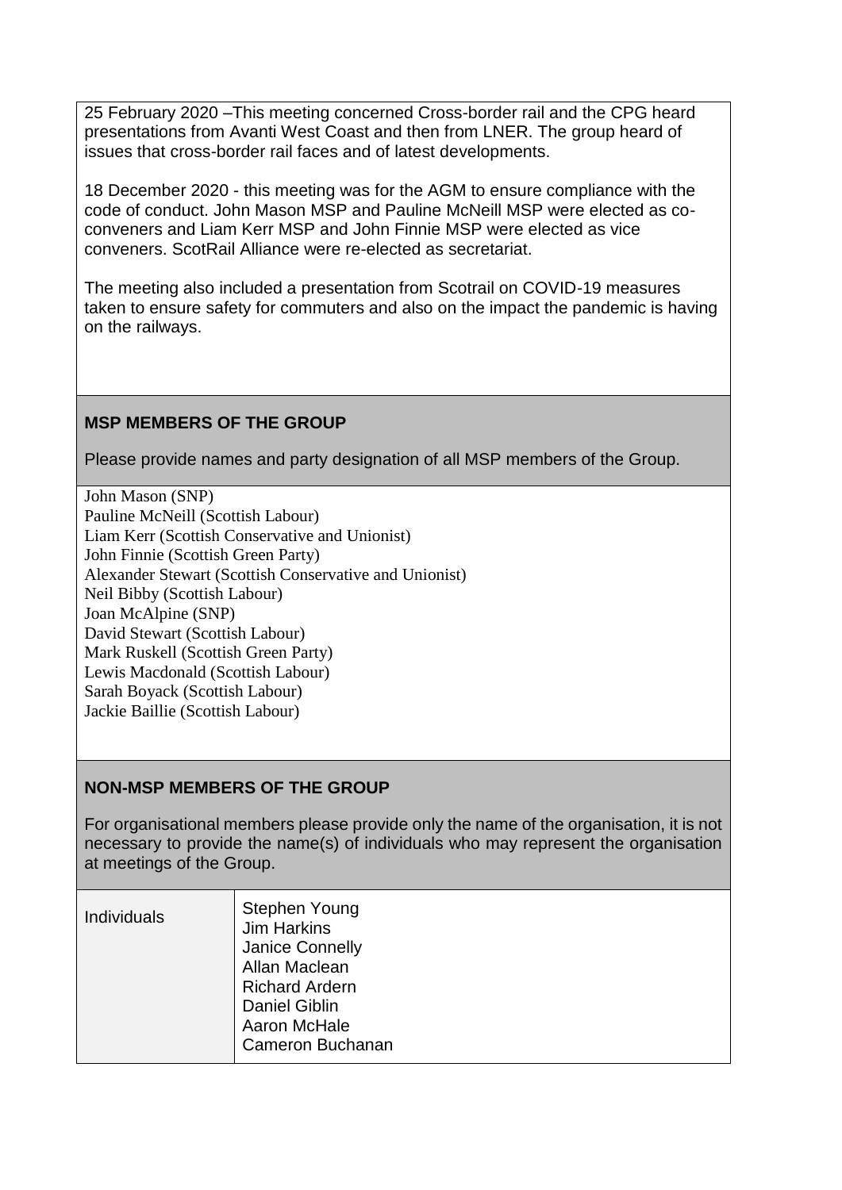25 February 2020 –This meeting concerned Cross-border rail and the CPG heard presentations from Avanti West Coast and then from LNER. The group heard of issues that cross-border rail faces and of latest developments.

18 December 2020 - this meeting was for the AGM to ensure compliance with the code of conduct. John Mason MSP and Pauline McNeill MSP were elected as co-conveners and Liam Kerr MSP and John Finnie MSP were elected as vice conveners. ScotRail Alliance were re-elected as secretariat.

The meeting also included a presentation from Scotrail on COVID-19 measures taken to ensure safety for commuters and also on the impact the pandemic is having on the railways.

**MSP MEMBERS OF THE GROUP**

Please provide names and party designation of all MSP members of the Group.

John Mason (SNP)
Pauline McNeill (Scottish Labour)
Liam Kerr (Scottish Conservative and Unionist)
John Finnie (Scottish Green Party)
Alexander Stewart (Scottish Conservative and Unionist)
Neil Bibby (Scottish Labour)
Joan McAlpine (SNP)
David Stewart (Scottish Labour)
Mark Ruskell (Scottish Green Party)
Lewis Macdonald (Scottish Labour)
Sarah Boyack (Scottish Labour)
Jackie Baillie (Scottish Labour)

**NON-MSP MEMBERS OF THE GROUP**

For organisational members please provide only the name of the organisation, it is not necessary to provide the name(s) of individuals who may represent the organisation at meetings of the Group.

| Individuals | Stephen Young<br>Jim Harkins<br>Janice Connelly<br>Allan Maclean<br>Richard Ardern<br>Daniel Giblin<br>Aaron McHale<br>Cameron Buchanan |
|---|---|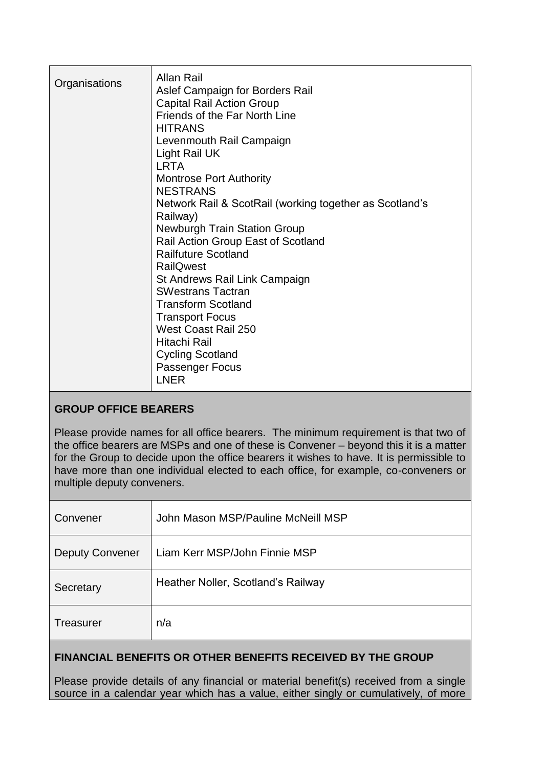| | |
|---|---|
| Organisations | Allan Rail<br>Aslef Campaign for Borders Rail<br>Capital Rail Action Group<br>Friends of the Far North Line<br>HITRANS<br>Levenmouth Rail Campaign<br>Light Rail UK<br>LRTA<br>Montrose Port Authority<br>NESTRANS<br>Network Rail & ScotRail (working together as Scotland's Railway)<br>Newburgh Train Station Group<br>Rail Action Group East of Scotland<br>Railfuture Scotland<br>RailQwest<br>St Andrews Rail Link Campaign<br>SWestrans Tactran<br>Transform Scotland<br>Transport Focus<br>West Coast Rail 250<br>Hitachi Rail<br>Cycling Scotland<br>Passenger Focus<br>LNER |

**GROUP OFFICE BEARERS**

Please provide names for all office bearers. The minimum requirement is that two of the office bearers are MSPs and one of these is Convener – beyond this it is a matter for the Group to decide upon the office bearers it wishes to have. It is permissible to have more than one individual elected to each office, for example, co-conveners or multiple deputy conveners.

| | |
|---|---|
| Convener | John Mason MSP/Pauline McNeill MSP |
| Deputy Convener | Liam Kerr MSP/John Finnie MSP |
| Secretary | Heather Noller, Scotland's Railway |
| Treasurer | n/a |

**FINANCIAL BENEFITS OR OTHER BENEFITS RECEIVED BY THE GROUP**

Please provide details of any financial or material benefit(s) received from a single source in a calendar year which has a value, either singly or cumulatively, of more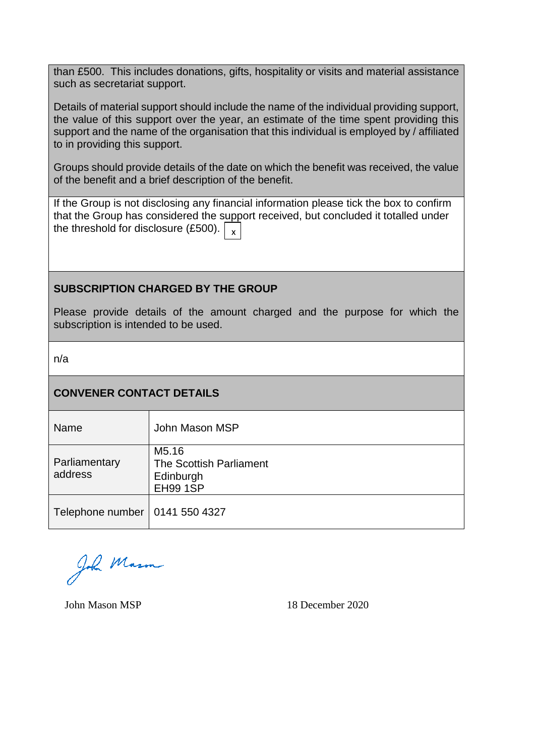than £500. This includes donations, gifts, hospitality or visits and material assistance such as secretariat support.

Details of material support should include the name of the individual providing support, the value of this support over the year, an estimate of the time spent providing this support and the name of the organisation that this individual is employed by / affiliated to in providing this support.

Groups should provide details of the date on which the benefit was received, the value of the benefit and a brief description of the benefit.

If the Group is not disclosing any financial information please tick the box to confirm that the Group has considered the support received, but concluded it totalled under the threshold for disclosure (£500). [x]

**SUBSCRIPTION CHARGED BY THE GROUP**

Please provide details of the amount charged and the purpose for which the subscription is intended to be used.

n/a

**CONVENER CONTACT DETAILS**

| | |
|---|---|
| Name | John Mason MSP |
| Parliamentary address | M5.16<br>The Scottish Parliament<br>Edinburgh<br>EH99 1SP |
| Telephone number | 0141 550 4327 |

John Mason

John Mason MSP 18 December 2020